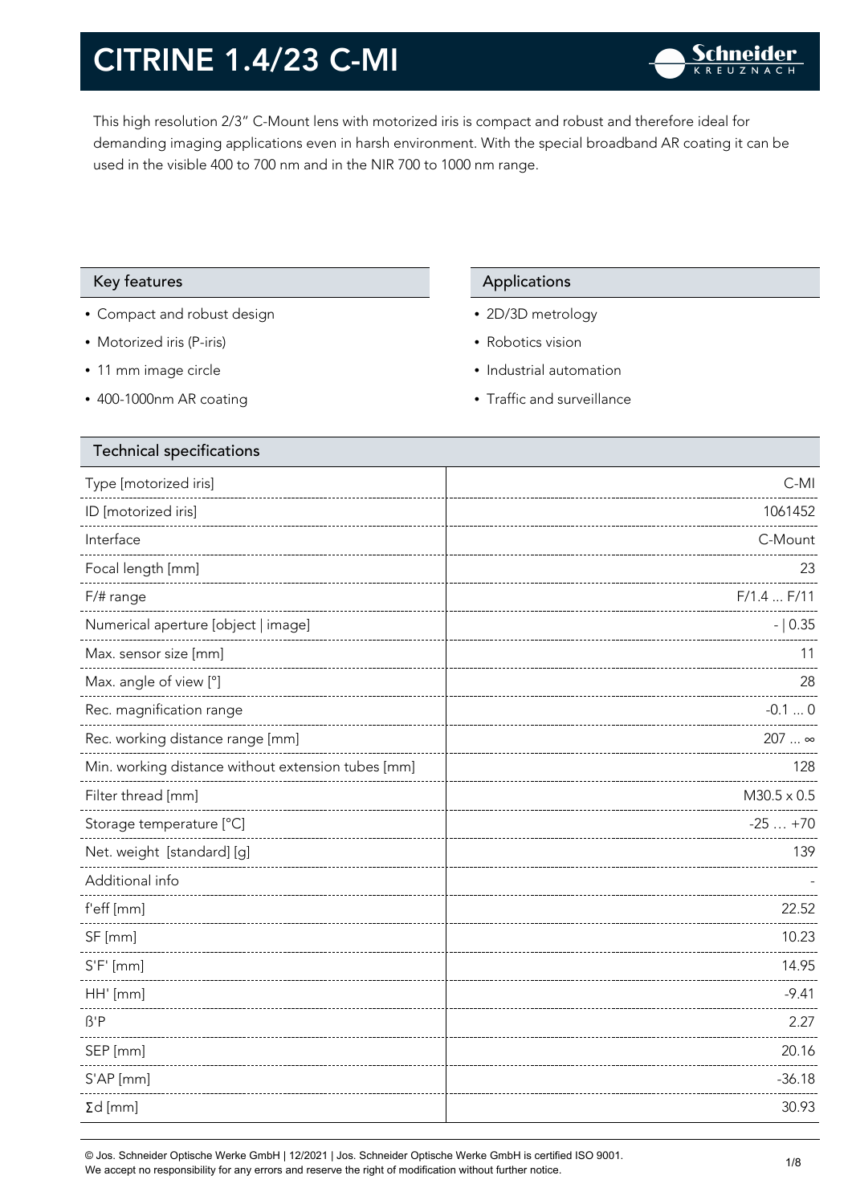# CITRINE 1.4/23 C-MI

This high resolution 2/3″ C-Mount lens with motorized iris is compact and robust and therefore ideal for demanding imaging applications even in harsh environment. With the special broadband AR coating it can be used in the visible 400 to 700 nm and in the NIR 700 to 1000 nm range.

## Key features

- Compact and robust design
- Motorized iris (P-iris)
- 11 mm image circle
- 400-1000nm AR coating

## Applications

- 2D/3D metrology
- Robotics vision
- Industrial automation
- Traffic and surveillance

## Technical specifications

| | |
|---|---|
| Type [motorized iris] | C-MI |
| ID [motorized iris] | 1061452 |
| Interface | C-Mount |
| Focal length [mm] | 23 |
| F/# range | F/1.4 ... F/11 |
| Numerical aperture [object \| image] | - \| 0.35 |
| Max. sensor size [mm] | 11 |
| Max. angle of view [°] | 28 |
| Rec. magnification range | -0.1 ... 0 |
| Rec. working distance range [mm] | 207 ... ∞ |
| Min. working distance without extension tubes [mm] | 128 |
| Filter thread [mm] | M30.5 x 0.5 |
| Storage temperature [°C] | -25 … +70 |
| Net. weight [standard] [g] | 139 |
| Additional info | - |
| f'eff [mm] | 22.52 |
| SF [mm] | 10.23 |
| S'F' [mm] | 14.95 |
| HH' [mm] | -9.41 |
| ß'P | 2.27 |
| SEP [mm] | 20.16 |
| S'AP [mm] | -36.18 |
| Σd [mm] | 30.93 |

© Jos. Schneider Optische Werke GmbH | 12/2021 | Jos. Schneider Optische Werke GmbH is certified ISO 9001.
We accept no responsibility for any errors and reserve the right of modification without further notice.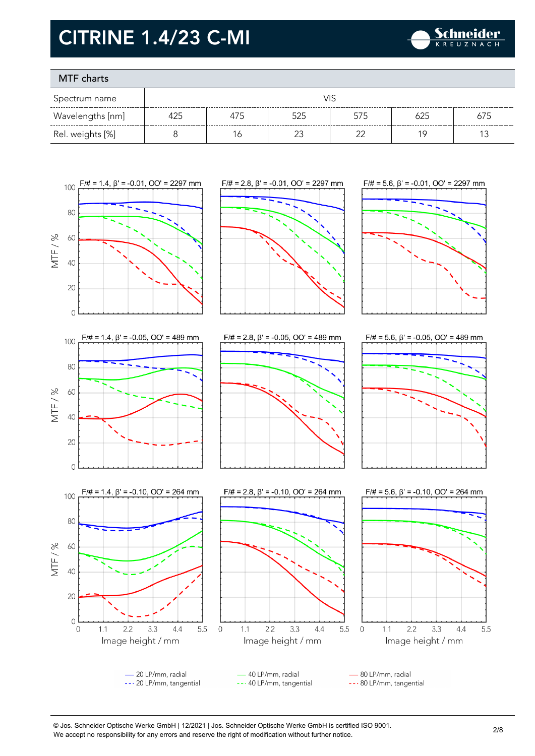# CITRINE 1.4/23 C-MI

## MTF charts

| Spectrum name | VIS | | | | | |
|---|---|---|---|---|---|---|
| Wavelengths [nm] | 425 | 475 | 525 | 575 | 625 | 675 |
| Rel. weights [%] | 8 | 16 | 23 | 22 | 19 | 13 |

F/# = 1.4, β' = -0.01, OO' = 2297 mm

F/# = 2.8, β' = -0.01, OO' = 2297 mm

F/# = 5.6, β' = -0.01, OO' = 2297 mm

F/# = 1.4, β' = -0.05, OO' = 489 mm

F/# = 2.8, β' = -0.05, OO' = 489 mm

F/# = 5.6, β' = -0.05, OO' = 489 mm

F/# = 1.4, β' = -0.10, OO' = 264 mm

F/# = 2.8, β' = -0.10, OO' = 264 mm

F/# = 5.6, β' = -0.10, OO' = 264 mm

MTF / %

Image height / mm

— 20 LP/mm, radial
--- 20 LP/mm, tangential
— 40 LP/mm, radial
--- 40 LP/mm, tangential
— 80 LP/mm, radial
--- 80 LP/mm, tangential

© Jos. Schneider Optische Werke GmbH | 12/2021 | Jos. Schneider Optische Werke GmbH is certified ISO 9001.
We accept no responsibility for any errors and reserve the right of modification without further notice.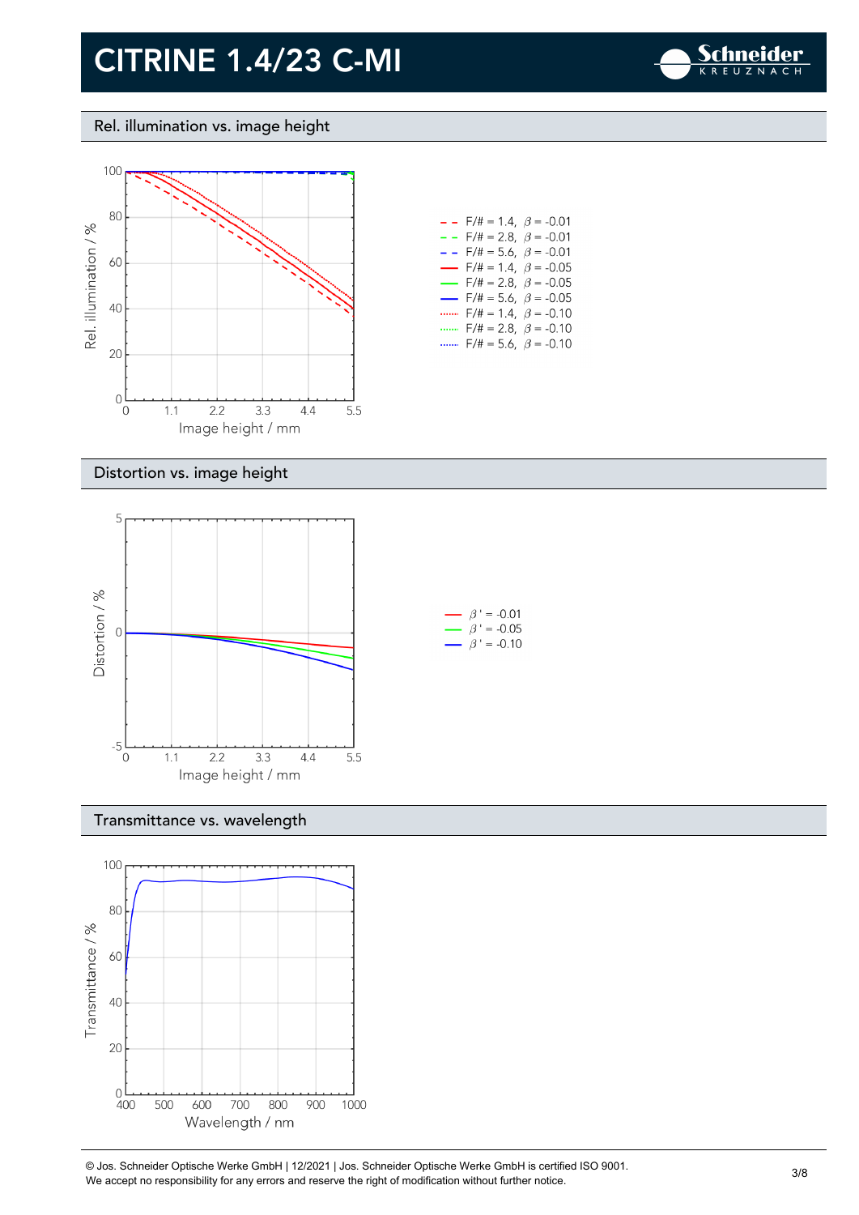# CITRINE 1.4/23 C-MI

## Rel. illumination vs. image height

Rel. illumination / %

Image height / mm

- F/# = 1.4, $\beta$ = -0.01
- F/# = 2.8, $\beta$ = -0.01
- F/# = 5.6, $\beta$ = -0.01
- F/# = 1.4, $\beta$ = -0.05
- F/# = 2.8, $\beta$ = -0.05
- F/# = 5.6, $\beta$ = -0.05
- F/# = 1.4, $\beta$ = -0.10
- F/# = 2.8, $\beta$ = -0.10
- F/# = 5.6, $\beta$ = -0.10

## Distortion vs. image height

Distortion / %

Image height / mm

- $\beta$ ' = -0.01
- $\beta$ ' = -0.05
- $\beta$ ' = -0.10

## Transmittance vs. wavelength

Transmittance / %

Wavelength / nm

© Jos. Schneider Optische Werke GmbH | 12/2021 | Jos. Schneider Optische Werke GmbH is certified ISO 9001.
We accept no responsibility for any errors and reserve the right of modification without further notice.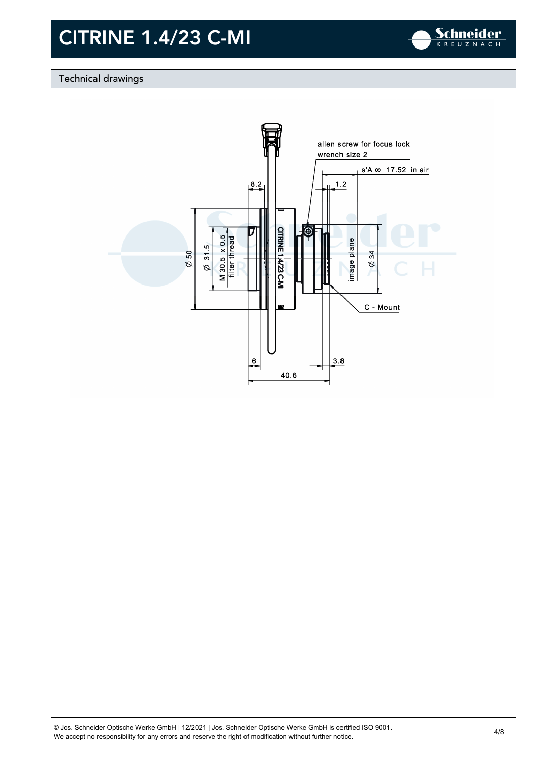# CITRINE 1.4/23 C-MI

## Technical drawings

allen screw for focus lock
wrench size 2

s'A ∞ 17.52 in air

8.2

1.2

Ø 50

Ø 31.5

M 30.5 x 0.5
filter thread

CITRINE 1.4/23 C-MI

image plane

Ø 34

C - Mount

6

3.8

40.6

© Jos. Schneider Optische Werke GmbH | 12/2021 | Jos. Schneider Optische Werke GmbH is certified ISO 9001.
We accept no responsibility for any errors and reserve the right of modification without further notice.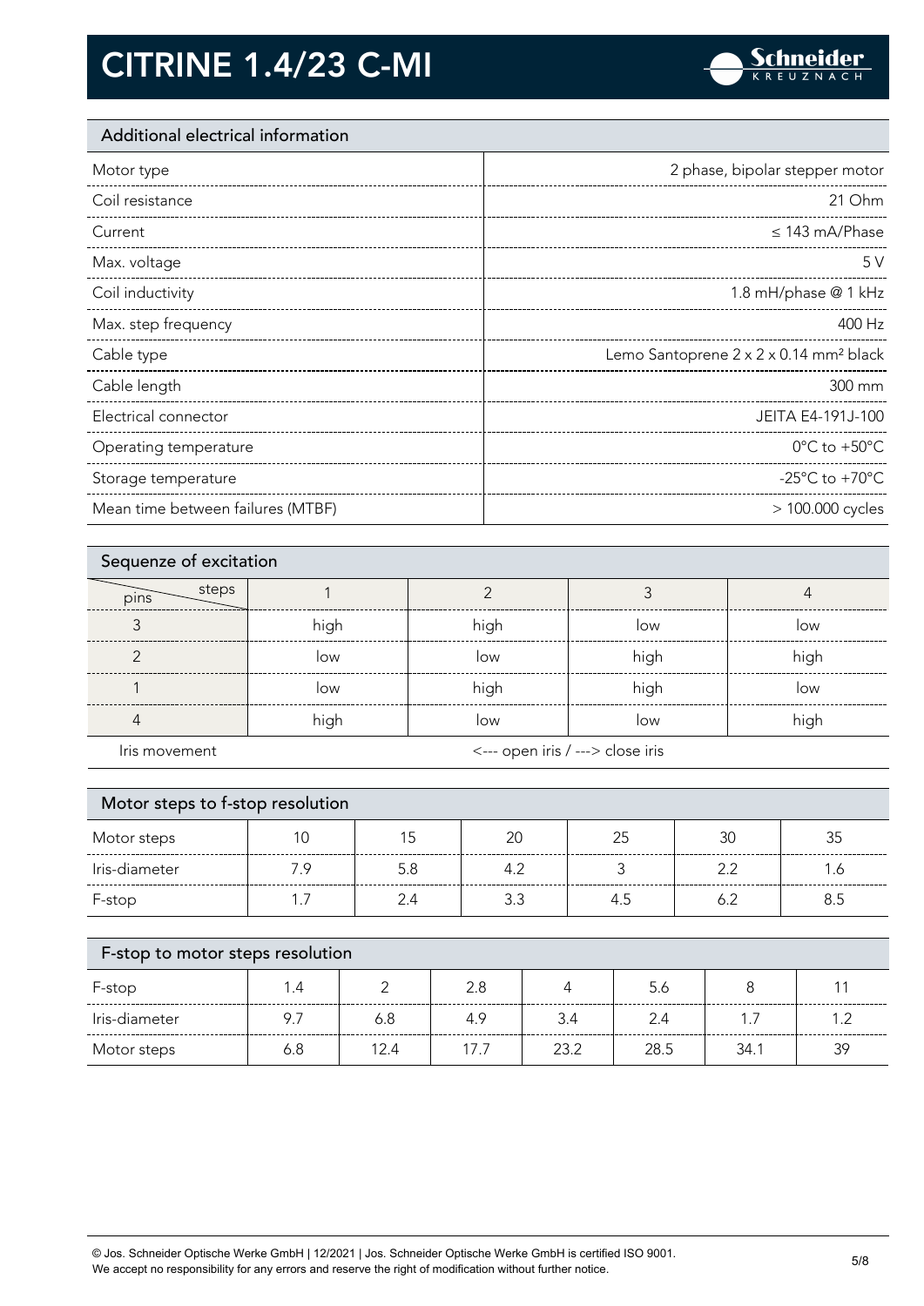# CITRINE 1.4/23 C-MI

## Additional electrical information

| | |
|---|---|
| Motor type | 2 phase, bipolar stepper motor |
| Coil resistance | 21 Ohm |
| Current | ≤ 143 mA/Phase |
| Max. voltage | 5 V |
| Coil inductivity | 1.8 mH/phase @ 1 kHz |
| Max. step frequency | 400 Hz |
| Cable type | Lemo Santoprene 2 x 2 x 0.14 mm² black |
| Cable length | 300 mm |
| Electrical connector | JEITA E4-191J-100 |
| Operating temperature | 0°C to +50°C |
| Storage temperature | -25°C to +70°C |
| Mean time between failures (MTBF) | > 100.000 cycles |

## Sequenze of excitation

| pins \ steps | 1 | 2 | 3 | 4 |
|---|---|---|---|---|
| 3 | high | high | low | low |
| 2 | low | low | high | high |
| 1 | low | high | high | low |
| 4 | high | low | low | high |
| Iris movement | <--- open iris / ---> close iris | | | |

## Motor steps to f-stop resolution

| Motor steps | 10 | 15 | 20 | 25 | 30 | 35 |
|---|---|---|---|---|---|---|
| Iris-diameter | 7.9 | 5.8 | 4.2 | 3 | 2.2 | 1.6 |
| F-stop | 1.7 | 2.4 | 3.3 | 4.5 | 6.2 | 8.5 |

## F-stop to motor steps resolution

| F-stop | 1.4 | 2 | 2.8 | 4 | 5.6 | 8 | 11 |
|---|---|---|---|---|---|---|---|
| Iris-diameter | 9.7 | 6.8 | 4.9 | 3.4 | 2.4 | 1.7 | 1.2 |
| Motor steps | 6.8 | 12.4 | 17.7 | 23.2 | 28.5 | 34.1 | 39 |

© Jos. Schneider Optische Werke GmbH | 12/2021 | Jos. Schneider Optische Werke GmbH is certified ISO 9001.
We accept no responsibility for any errors and reserve the right of modification without further notice.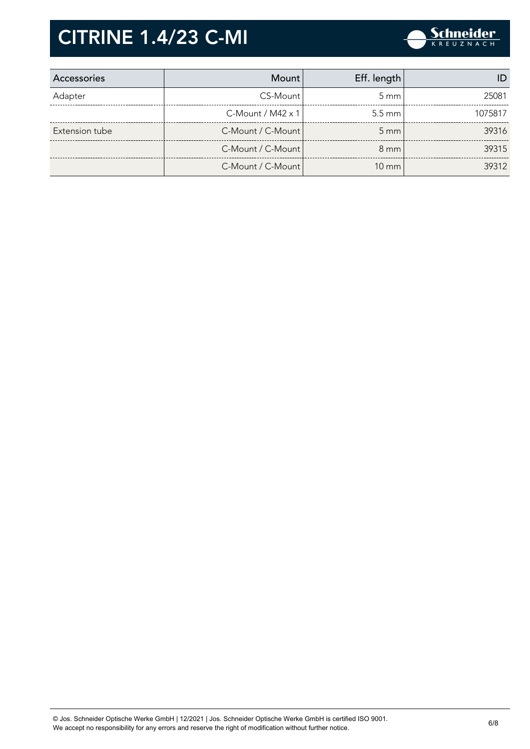# CITRINE 1.4/23 C-MI

| Accessories | Mount | Eff. length | ID |
|---|---|---|---|
| Adapter | CS-Mount | 5 mm | 25081 |
| | C-Mount / M42 x 1 | 5.5 mm | 1075817 |
| Extension tube | C-Mount / C-Mount | 5 mm | 39316 |
| | C-Mount / C-Mount | 8 mm | 39315 |
| | C-Mount / C-Mount | 10 mm | 39312 |

© Jos. Schneider Optische Werke GmbH | 12/2021 | Jos. Schneider Optische Werke GmbH is certified ISO 9001.
We accept no responsibility for any errors and reserve the right of modification without further notice.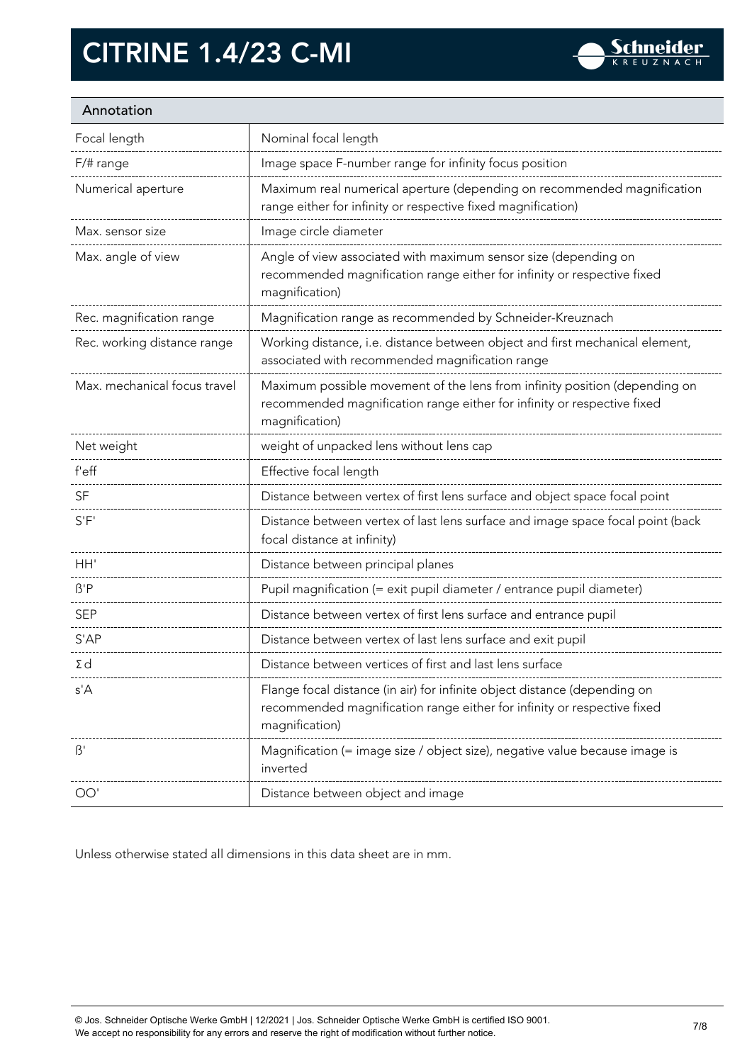# CITRINE 1.4/23 C-MI

| Annotation | |
|---|---|
| Focal length | Nominal focal length |
| F/# range | Image space F-number range for infinity focus position |
| Numerical aperture | Maximum real numerical aperture (depending on recommended magnification range either for infinity or respective fixed magnification) |
| Max. sensor size | Image circle diameter |
| Max. angle of view | Angle of view associated with maximum sensor size (depending on recommended magnification range either for infinity or respective fixed magnification) |
| Rec. magnification range | Magnification range as recommended by Schneider-Kreuznach |
| Rec. working distance range | Working distance, i.e. distance between object and first mechanical element, associated with recommended magnification range |
| Max. mechanical focus travel | Maximum possible movement of the lens from infinity position (depending on recommended magnification range either for infinity or respective fixed magnification) |
| Net weight | weight of unpacked lens without lens cap |
| f'eff | Effective focal length |
| SF | Distance between vertex of first lens surface and object space focal point |
| S'F' | Distance between vertex of last lens surface and image space focal point (back focal distance at infinity) |
| HH' | Distance between principal planes |
| ß'P | Pupil magnification (= exit pupil diameter / entrance pupil diameter) |
| SEP | Distance between vertex of first lens surface and entrance pupil |
| S'AP | Distance between vertex of last lens surface and exit pupil |
| Σ d | Distance between vertices of first and last lens surface |
| s'A | Flange focal distance (in air) for infinite object distance (depending on recommended magnification range either for infinity or respective fixed magnification) |
| ß' | Magnification (= image size / object size), negative value because image is inverted |
| OO' | Distance between object and image |

Unless otherwise stated all dimensions in this data sheet are in mm.

© Jos. Schneider Optische Werke GmbH | 12/2021 | Jos. Schneider Optische Werke GmbH is certified ISO 9001.
We accept no responsibility for any errors and reserve the right of modification without further notice.